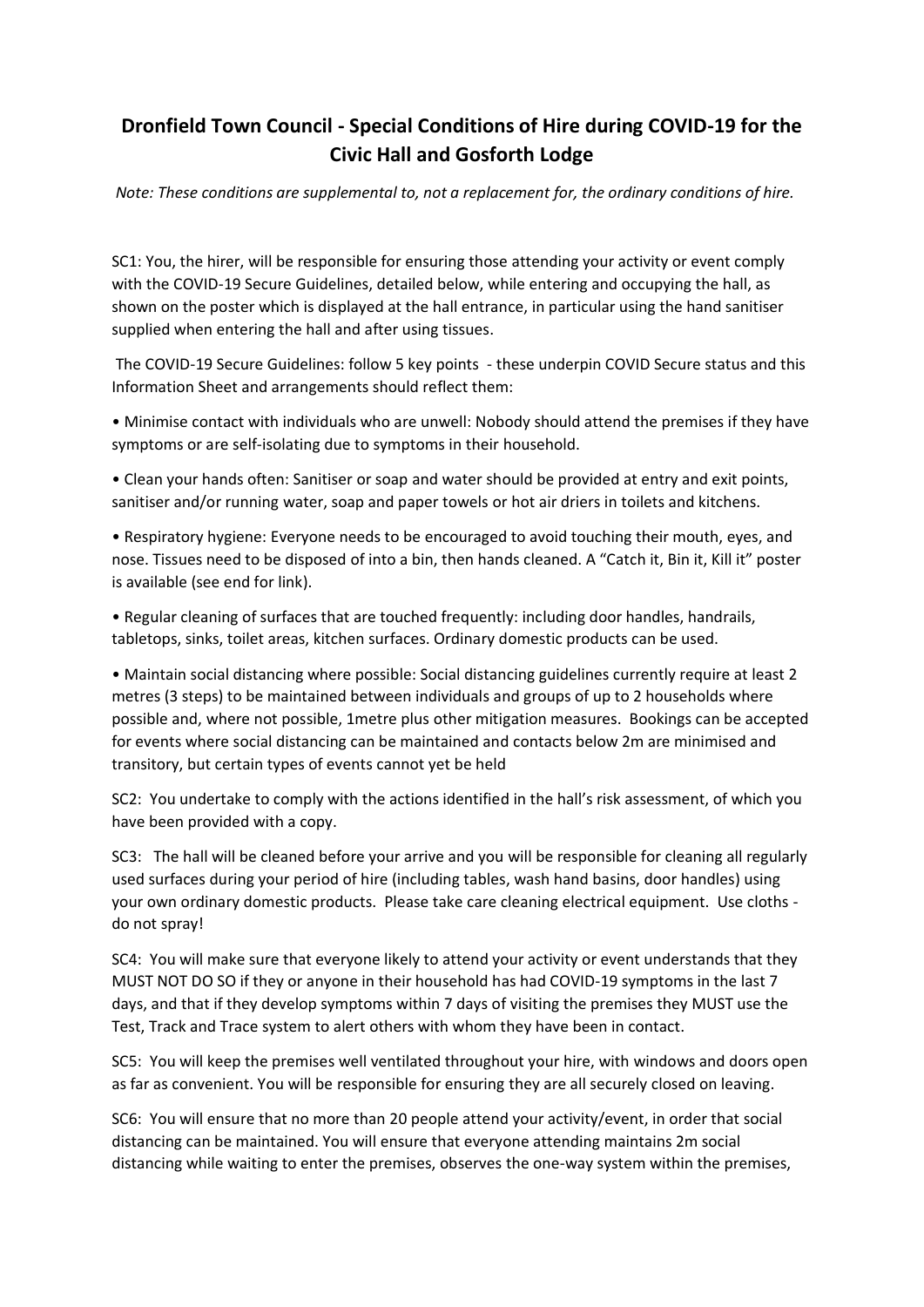# Dronfield Town Council - Special Conditions of Hire during COVID-19 for the Civic Hall and Gosforth Lodge

*Note: These conditions are supplemental to, not a replacement for, the ordinary conditions of hire.*

SC1: You, the hirer, will be responsible for ensuring those attending your activity or event comply with the COVID-19 Secure Guidelines, detailed below, while entering and occupying the hall, as shown on the poster which is displayed at the hall entrance, in particular using the hand sanitiser supplied when entering the hall and after using tissues.

The COVID-19 Secure Guidelines: follow 5 key points - these underpin COVID Secure status and this Information Sheet and arrangements should reflect them:

- Minimise contact with individuals who are unwell: Nobody should attend the premises if they have symptoms or are self-isolating due to symptoms in their household.
- Clean your hands often: Sanitiser or soap and water should be provided at entry and exit points, sanitiser and/or running water, soap and paper towels or hot air driers in toilets and kitchens.
- Respiratory hygiene: Everyone needs to be encouraged to avoid touching their mouth, eyes, and nose. Tissues need to be disposed of into a bin, then hands cleaned. A "Catch it, Bin it, Kill it" poster is available (see end for link).
- Regular cleaning of surfaces that are touched frequently: including door handles, handrails, tabletops, sinks, toilet areas, kitchen surfaces. Ordinary domestic products can be used.
- Maintain social distancing where possible: Social distancing guidelines currently require at least 2 metres (3 steps) to be maintained between individuals and groups of up to 2 households where possible and, where not possible, 1metre plus other mitigation measures. Bookings can be accepted for events where social distancing can be maintained and contacts below 2m are minimised and transitory, but certain types of events cannot yet be held

SC2: You undertake to comply with the actions identified in the hall's risk assessment, of which you have been provided with a copy.

SC3: The hall will be cleaned before your arrive and you will be responsible for cleaning all regularly used surfaces during your period of hire (including tables, wash hand basins, door handles) using your own ordinary domestic products. Please take care cleaning electrical equipment. Use cloths - do not spray!

SC4: You will make sure that everyone likely to attend your activity or event understands that they MUST NOT DO SO if they or anyone in their household has had COVID-19 symptoms in the last 7 days, and that if they develop symptoms within 7 days of visiting the premises they MUST use the Test, Track and Trace system to alert others with whom they have been in contact.

SC5: You will keep the premises well ventilated throughout your hire, with windows and doors open as far as convenient. You will be responsible for ensuring they are all securely closed on leaving.

SC6: You will ensure that no more than 20 people attend your activity/event, in order that social distancing can be maintained. You will ensure that everyone attending maintains 2m social distancing while waiting to enter the premises, observes the one-way system within the premises,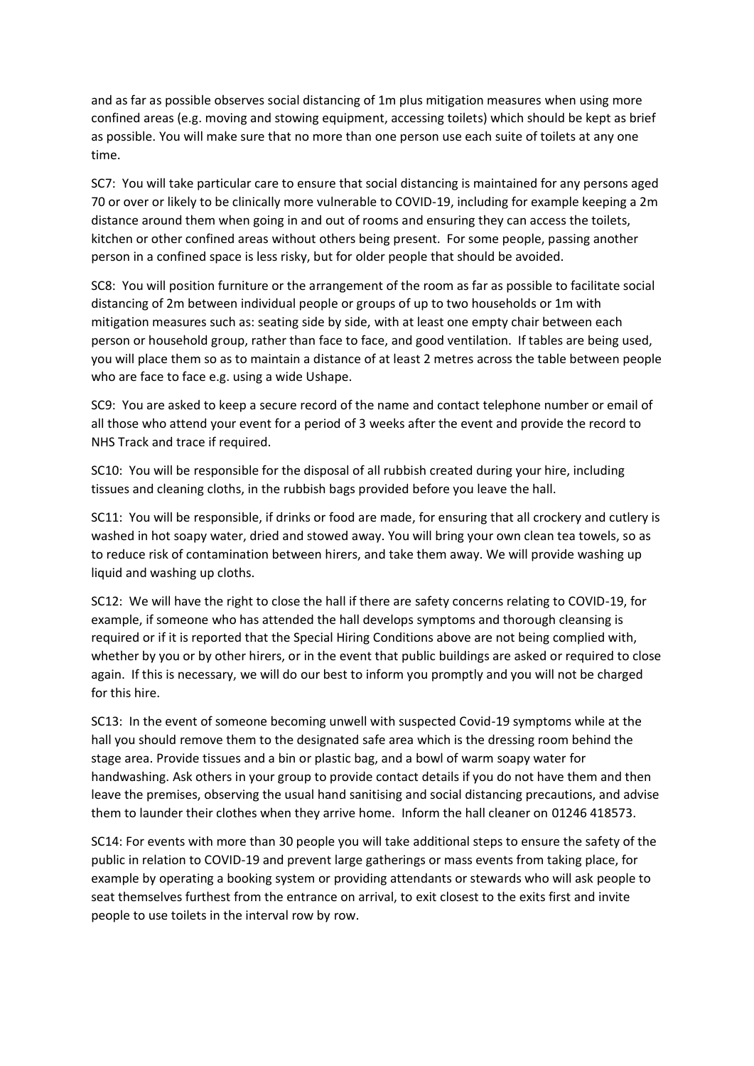and as far as possible observes social distancing of 1m plus mitigation measures when using more confined areas (e.g. moving and stowing equipment, accessing toilets) which should be kept as brief as possible. You will make sure that no more than one person use each suite of toilets at any one time.

SC7: You will take particular care to ensure that social distancing is maintained for any persons aged 70 or over or likely to be clinically more vulnerable to COVID-19, including for example keeping a 2m distance around them when going in and out of rooms and ensuring they can access the toilets, kitchen or other confined areas without others being present. For some people, passing another person in a confined space is less risky, but for older people that should be avoided.

SC8: You will position furniture or the arrangement of the room as far as possible to facilitate social distancing of 2m between individual people or groups of up to two households or 1m with mitigation measures such as: seating side by side, with at least one empty chair between each person or household group, rather than face to face, and good ventilation. If tables are being used, you will place them so as to maintain a distance of at least 2 metres across the table between people who are face to face e.g. using a wide Ushape.

SC9: You are asked to keep a secure record of the name and contact telephone number or email of all those who attend your event for a period of 3 weeks after the event and provide the record to NHS Track and trace if required.

SC10: You will be responsible for the disposal of all rubbish created during your hire, including tissues and cleaning cloths, in the rubbish bags provided before you leave the hall.

SC11: You will be responsible, if drinks or food are made, for ensuring that all crockery and cutlery is washed in hot soapy water, dried and stowed away. You will bring your own clean tea towels, so as to reduce risk of contamination between hirers, and take them away. We will provide washing up liquid and washing up cloths.

SC12: We will have the right to close the hall if there are safety concerns relating to COVID-19, for example, if someone who has attended the hall develops symptoms and thorough cleansing is required or if it is reported that the Special Hiring Conditions above are not being complied with, whether by you or by other hirers, or in the event that public buildings are asked or required to close again. If this is necessary, we will do our best to inform you promptly and you will not be charged for this hire.

SC13: In the event of someone becoming unwell with suspected Covid-19 symptoms while at the hall you should remove them to the designated safe area which is the dressing room behind the stage area. Provide tissues and a bin or plastic bag, and a bowl of warm soapy water for handwashing. Ask others in your group to provide contact details if you do not have them and then leave the premises, observing the usual hand sanitising and social distancing precautions, and advise them to launder their clothes when they arrive home. Inform the hall cleaner on 01246 418573.

SC14: For events with more than 30 people you will take additional steps to ensure the safety of the public in relation to COVID-19 and prevent large gatherings or mass events from taking place, for example by operating a booking system or providing attendants or stewards who will ask people to seat themselves furthest from the entrance on arrival, to exit closest to the exits first and invite people to use toilets in the interval row by row.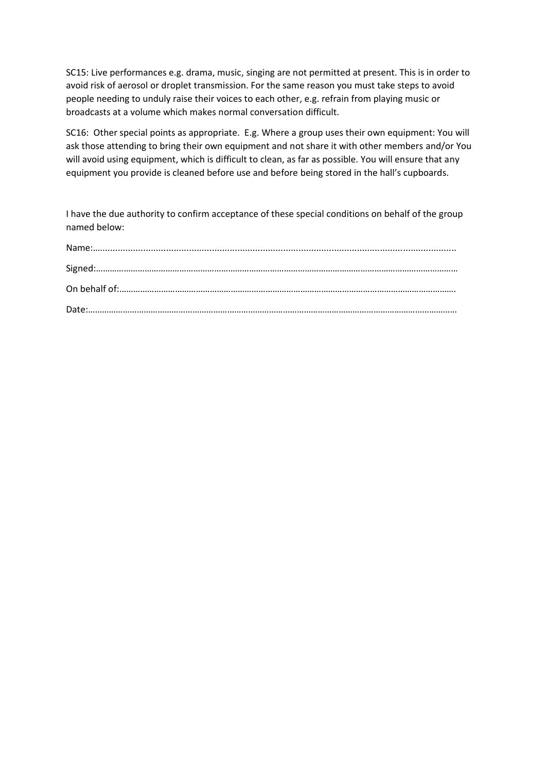SC15: Live performances e.g. drama, music, singing are not permitted at present. This is in order to avoid risk of aerosol or droplet transmission. For the same reason you must take steps to avoid people needing to unduly raise their voices to each other, e.g. refrain from playing music or broadcasts at a volume which makes normal conversation difficult.

SC16: Other special points as appropriate. E.g. Where a group uses their own equipment: You will ask those attending to bring their own equipment and not share it with other members and/or You will avoid using equipment, which is difficult to clean, as far as possible. You will ensure that any equipment you provide is cleaned before use and before being stored in the hall's cupboards.

I have the due authority to confirm acceptance of these special conditions on behalf of the group named below:

Name:……………………………………………………………………………………………………………………………

Signed:…………………………………………………………………………………………………………………………

On behalf of:…………………………………………………………………………………………………………………..

Date:……………………………………………………………………………………………………………………………